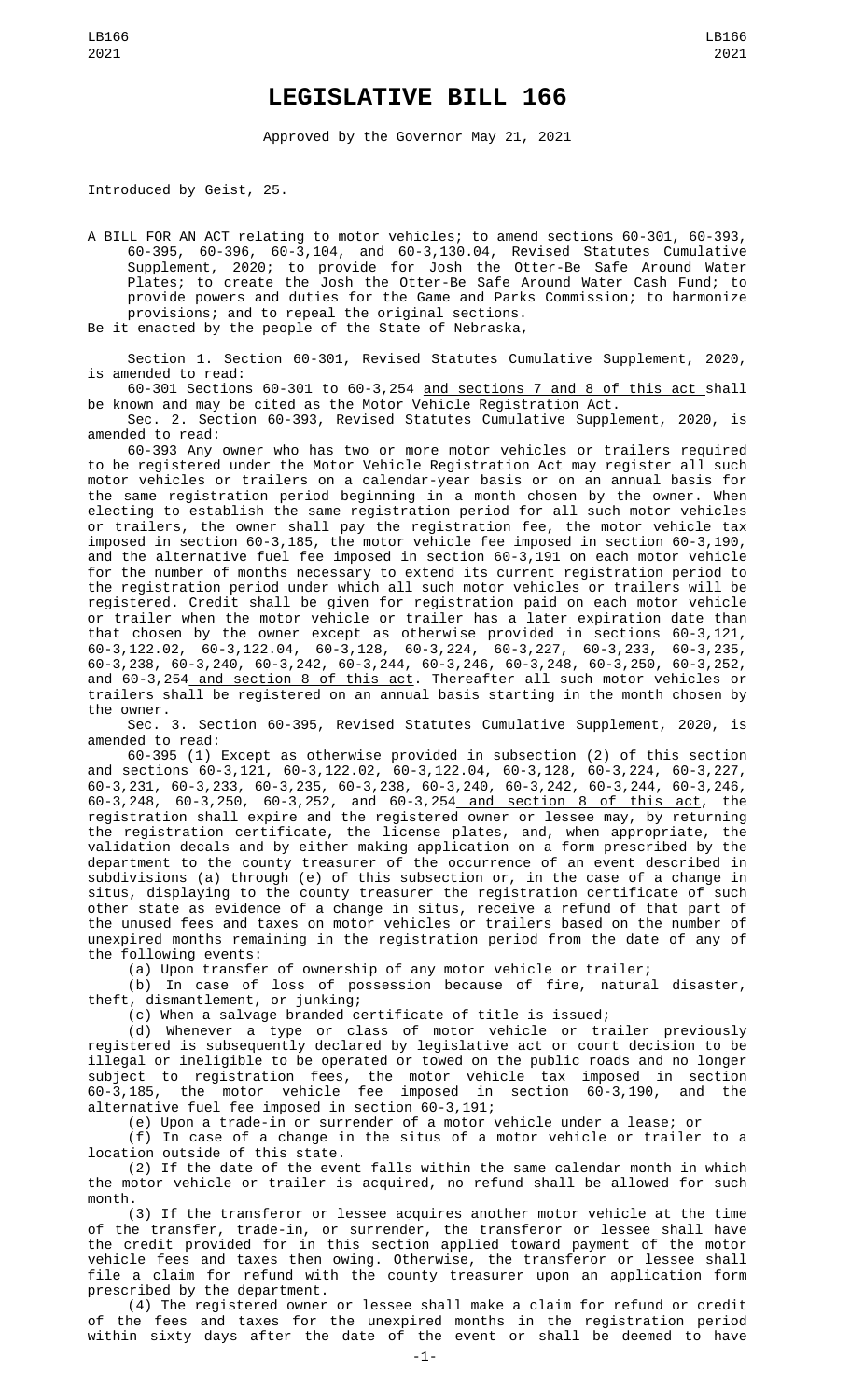# LEGISLATIVE BILL 166

Approved by the Governor May 21, 2021

Introduced by Geist, 25.

A BILL FOR AN ACT relating to motor vehicles; to amend sections 60-301, 60-393, 60-395, 60-396, 60-3,104, and 60-3,130.04, Revised Statutes Cumulative Supplement, 2020; to provide for Josh the Otter-Be Safe Around Water Plates; to create the Josh the Otter-Be Safe Around Water Cash Fund; to provide powers and duties for the Game and Parks Commission; to harmonize provisions; and to repeal the original sections.

Be it enacted by the people of the State of Nebraska,

Section 1. Section 60-301, Revised Statutes Cumulative Supplement, 2020, is amended to read:

60-301 Sections 60-301 to 60-3,254 and sections 7 and 8 of this act shall be known and may be cited as the Motor Vehicle Registration Act.

Sec. 2. Section 60-393, Revised Statutes Cumulative Supplement, 2020, is amended to read:

60-393 Any owner who has two or more motor vehicles or trailers required to be registered under the Motor Vehicle Registration Act may register all such motor vehicles or trailers on a calendar-year basis or on an annual basis for the same registration period beginning in a month chosen by the owner. When electing to establish the same registration period for all such motor vehicles or trailers, the owner shall pay the registration fee, the motor vehicle tax imposed in section 60-3,185, the motor vehicle fee imposed in section 60-3,190, and the alternative fuel fee imposed in section 60-3,191 on each motor vehicle for the number of months necessary to extend its current registration period to the registration period under which all such motor vehicles or trailers will be registered. Credit shall be given for registration paid on each motor vehicle or trailer when the motor vehicle or trailer has a later expiration date than that chosen by the owner except as otherwise provided in sections 60-3,121, 60-3,122.02, 60-3,122.04, 60-3,128, 60-3,224, 60-3,227, 60-3,233, 60-3,235, 60-3,238, 60-3,240, 60-3,242, 60-3,244, 60-3,246, 60-3,248, 60-3,250, 60-3,252, and 60-3,254 and section 8 of this act. Thereafter all such motor vehicles or trailers shall be registered on an annual basis starting in the month chosen by the owner.

Sec. 3. Section 60-395, Revised Statutes Cumulative Supplement, 2020, is amended to read:

60-395 (1) Except as otherwise provided in subsection (2) of this section and sections 60-3,121, 60-3,122.02, 60-3,122.04, 60-3,128, 60-3,224, 60-3,227, 60-3,231, 60-3,233, 60-3,235, 60-3,238, 60-3,240, 60-3,242, 60-3,244, 60-3,246, 60-3,248, 60-3,250, 60-3,252, and 60-3,254 and section 8 of this act, the registration shall expire and the registered owner or lessee may, by returning the registration certificate, the license plates, and, when appropriate, the validation decals and by either making application on a form prescribed by the department to the county treasurer of the occurrence of an event described in subdivisions (a) through (e) of this subsection or, in the case of a change in situs, displaying to the county treasurer the registration certificate of such other state as evidence of a change in situs, receive a refund of that part of the unused fees and taxes on motor vehicles or trailers based on the number of unexpired months remaining in the registration period from the date of any of the following events:

(a) Upon transfer of ownership of any motor vehicle or trailer;

(b) In case of loss of possession because of fire, natural disaster, theft, dismantlement, or junking;

(c) When a salvage branded certificate of title is issued;

(d) Whenever a type or class of motor vehicle or trailer previously registered is subsequently declared by legislative act or court decision to be illegal or ineligible to be operated or towed on the public roads and no longer subject to registration fees, the motor vehicle tax imposed in section 60-3,185, the motor vehicle fee imposed in section 60-3,190, and the alternative fuel fee imposed in section 60-3,191;

(e) Upon a trade-in or surrender of a motor vehicle under a lease; or

(f) In case of a change in the situs of a motor vehicle or trailer to a location outside of this state.

(2) If the date of the event falls within the same calendar month in which the motor vehicle or trailer is acquired, no refund shall be allowed for such month.

(3) If the transferor or lessee acquires another motor vehicle at the time of the transfer, trade-in, or surrender, the transferor or lessee shall have the credit provided for in this section applied toward payment of the motor vehicle fees and taxes then owing. Otherwise, the transferor or lessee shall file a claim for refund with the county treasurer upon an application form prescribed by the department.

(4) The registered owner or lessee shall make a claim for refund or credit of the fees and taxes for the unexpired months in the registration period within sixty days after the date of the event or shall be deemed to have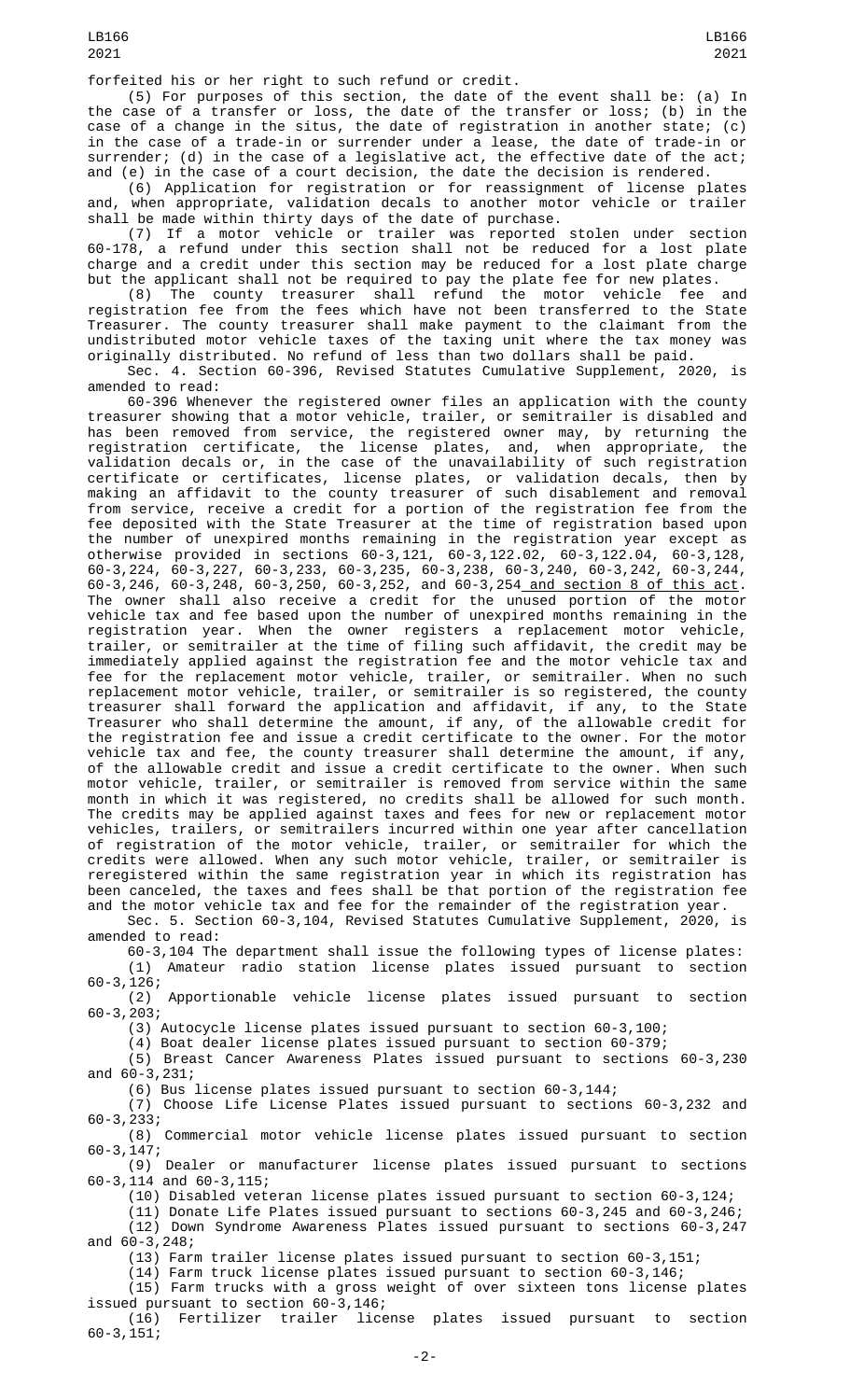forfeited his or her right to such refund or credit.

(5) For purposes of this section, the date of the event shall be: (a) In the case of a transfer or loss, the date of the transfer or loss; (b) in the case of a change in the situs, the date of registration in another state; (c) in the case of a trade-in or surrender under a lease, the date of trade-in or surrender; (d) in the case of a legislative act, the effective date of the act; and (e) in the case of a court decision, the date the decision is rendered.

(6) Application for registration or for reassignment of license plates and, when appropriate, validation decals to another motor vehicle or trailer shall be made within thirty days of the date of purchase.

(7) If a motor vehicle or trailer was reported stolen under section 60-178, a refund under this section shall not be reduced for a lost plate charge and a credit under this section may be reduced for a lost plate charge but the applicant shall not be required to pay the plate fee for new plates.

(8) The county treasurer shall refund the motor vehicle fee and registration fee from the fees which have not been transferred to the State Treasurer. The county treasurer shall make payment to the claimant from the undistributed motor vehicle taxes of the taxing unit where the tax money was originally distributed. No refund of less than two dollars shall be paid.

Sec. 4. Section 60-396, Revised Statutes Cumulative Supplement, 2020, is amended to read:

60-396 Whenever the registered owner files an application with the county treasurer showing that a motor vehicle, trailer, or semitrailer is disabled and has been removed from service, the registered owner may, by returning the registration certificate, the license plates, and, when appropriate, the validation decals or, in the case of the unavailability of such registration certificate or certificates, license plates, or validation decals, then by making an affidavit to the county treasurer of such disablement and removal from service, receive a credit for a portion of the registration fee from the fee deposited with the State Treasurer at the time of registration based upon the number of unexpired months remaining in the registration year except as otherwise provided in sections 60-3,121, 60-3,122.02, 60-3,122.04, 60-3,128, 60-3,224, 60-3,227, 60-3,233, 60-3,235, 60-3,238, 60-3,240, 60-3,242, 60-3,244, 60-3,246, 60-3,248, 60-3,250, 60-3,252, and 60-3,254 and section 8 of this act. The owner shall also receive a credit for the unused portion of the motor vehicle tax and fee based upon the number of unexpired months remaining in the registration year. When the owner registers a replacement motor vehicle, trailer, or semitrailer at the time of filing such affidavit, the credit may be immediately applied against the registration fee and the motor vehicle tax and fee for the replacement motor vehicle, trailer, or semitrailer. When no such replacement motor vehicle, trailer, or semitrailer is so registered, the county treasurer shall forward the application and affidavit, if any, to the State Treasurer who shall determine the amount, if any, of the allowable credit for the registration fee and issue a credit certificate to the owner. For the motor vehicle tax and fee, the county treasurer shall determine the amount, if any, of the allowable credit and issue a credit certificate to the owner. When such motor vehicle, trailer, or semitrailer is removed from service within the same month in which it was registered, no credits shall be allowed for such month. The credits may be applied against taxes and fees for new or replacement motor vehicles, trailers, or semitrailers incurred within one year after cancellation of registration of the motor vehicle, trailer, or semitrailer for which the credits were allowed. When any such motor vehicle, trailer, or semitrailer is reregistered within the same registration year in which its registration has been canceled, the taxes and fees shall be that portion of the registration fee and the motor vehicle tax and fee for the remainder of the registration year.

Sec. 5. Section 60-3,104, Revised Statutes Cumulative Supplement, 2020, is amended to read:

60-3,104 The department shall issue the following types of license plates:

(1) Amateur radio station license plates issued pursuant to section 60-3,126;

(2) Apportionable vehicle license plates issued pursuant to section 60-3,203;

(3) Autocycle license plates issued pursuant to section 60-3,100;

(4) Boat dealer license plates issued pursuant to section 60-379;

(5) Breast Cancer Awareness Plates issued pursuant to sections 60-3,230 and 60-3,231;

(6) Bus license plates issued pursuant to section 60-3,144;

(7) Choose Life License Plates issued pursuant to sections 60-3,232 and 60-3,233;

(8) Commercial motor vehicle license plates issued pursuant to section 60-3,147;

(9) Dealer or manufacturer license plates issued pursuant to sections 60-3,114 and 60-3,115;

(10) Disabled veteran license plates issued pursuant to section 60-3,124;

(11) Donate Life Plates issued pursuant to sections 60-3,245 and 60-3,246;

(12) Down Syndrome Awareness Plates issued pursuant to sections 60-3,247 and 60-3,248;

(13) Farm trailer license plates issued pursuant to section 60-3,151;

(14) Farm truck license plates issued pursuant to section 60-3,146;

(15) Farm trucks with a gross weight of over sixteen tons license plates issued pursuant to section 60-3,146;

(16) Fertilizer trailer license plates issued pursuant to section 60-3,151;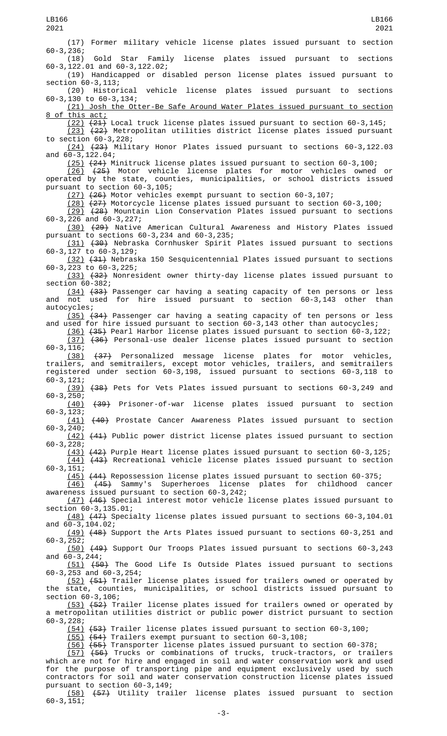(17) Former military vehicle license plates issued pursuant to section 60-3,236;

(18) Gold Star Family license plates issued pursuant to sections 60-3,122.01 and 60-3,122.02;

(19) Handicapped or disabled person license plates issued pursuant to section 60-3,113;

(20) Historical vehicle license plates issued pursuant to sections 60-3,130 to 60-3,134;

(21) Josh the Otter-Be Safe Around Water Plates issued pursuant to section 8 of this act;

(22) ~~(21)~~ Local truck license plates issued pursuant to section 60-3,145;

(23) ~~(22)~~ Metropolitan utilities district license plates issued pursuant to section 60-3,228;

(24) ~~(23)~~ Military Honor Plates issued pursuant to sections 60-3,122.03 and 60-3,122.04;

(25) ~~(24)~~ Minitruck license plates issued pursuant to section 60-3,100;

(26) ~~(25)~~ Motor vehicle license plates for motor vehicles owned or operated by the state, counties, municipalities, or school districts issued pursuant to section 60-3,105;

(27) ~~(26)~~ Motor vehicles exempt pursuant to section 60-3,107;

(28) ~~(27)~~ Motorcycle license plates issued pursuant to section 60-3,100;

(29) ~~(28)~~ Mountain Lion Conservation Plates issued pursuant to sections 60-3,226 and 60-3,227;

(30) ~~(29)~~ Native American Cultural Awareness and History Plates issued pursuant to sections 60-3,234 and 60-3,235;

(31) ~~(30)~~ Nebraska Cornhusker Spirit Plates issued pursuant to sections 60-3,127 to 60-3,129;

(32) ~~(31)~~ Nebraska 150 Sesquicentennial Plates issued pursuant to sections 60-3,223 to 60-3,225;

(33) ~~(32)~~ Nonresident owner thirty-day license plates issued pursuant to section 60-382;

(34) ~~(33)~~ Passenger car having a seating capacity of ten persons or less and not used for hire issued pursuant to section 60-3,143 other than autocycles;

(35) ~~(34)~~ Passenger car having a seating capacity of ten persons or less and used for hire issued pursuant to section 60-3,143 other than autocycles;

(36) ~~(35)~~ Pearl Harbor license plates issued pursuant to section 60-3,122;

(37) ~~(36)~~ Personal-use dealer license plates issued pursuant to section 60-3,116;

(38) ~~(37)~~ Personalized message license plates for motor vehicles, trailers, and semitrailers, except motor vehicles, trailers, and semitrailers registered under section 60-3,198, issued pursuant to sections 60-3,118 to 60-3,121;

(39) ~~(38)~~ Pets for Vets Plates issued pursuant to sections 60-3,249 and 60-3,250;

(40) ~~(39)~~ Prisoner-of-war license plates issued pursuant to section 60-3,123;

(41) ~~(40)~~ Prostate Cancer Awareness Plates issued pursuant to section 60-3,240;

(42) ~~(41)~~ Public power district license plates issued pursuant to section 60-3,228;

(43) ~~(42)~~ Purple Heart license plates issued pursuant to section 60-3,125;

(44) ~~(43)~~ Recreational vehicle license plates issued pursuant to section 60-3,151;

(45) ~~(44)~~ Repossession license plates issued pursuant to section 60-375;

(46) ~~(45)~~ Sammy's Superheroes license plates for childhood cancer awareness issued pursuant to section 60-3,242;

(47) ~~(46)~~ Special interest motor vehicle license plates issued pursuant to section 60-3,135.01;

(48) ~~(47)~~ Specialty license plates issued pursuant to sections 60-3,104.01 and 60-3,104.02;

(49) ~~(48)~~ Support the Arts Plates issued pursuant to sections 60-3,251 and 60-3,252;

(50) ~~(49)~~ Support Our Troops Plates issued pursuant to sections 60-3,243 and 60-3,244;

(51) ~~(50)~~ The Good Life Is Outside Plates issued pursuant to sections 60-3,253 and 60-3,254;

(52) ~~(51)~~ Trailer license plates issued for trailers owned or operated by the state, counties, municipalities, or school districts issued pursuant to section 60-3,106;

(53) ~~(52)~~ Trailer license plates issued for trailers owned or operated by a metropolitan utilities district or public power district pursuant to section 60-3,228;

(54) ~~(53)~~ Trailer license plates issued pursuant to section 60-3,100;

(55) ~~(54)~~ Trailers exempt pursuant to section 60-3,108;

(56) ~~(55)~~ Transporter license plates issued pursuant to section 60-378;

(57) ~~(56)~~ Trucks or combinations of trucks, truck-tractors, or trailers which are not for hire and engaged in soil and water conservation work and used for the purpose of transporting pipe and equipment exclusively used by such contractors for soil and water conservation construction license plates issued pursuant to section 60-3,149;

(58) ~~(57)~~ Utility trailer license plates issued pursuant to section 60-3,151;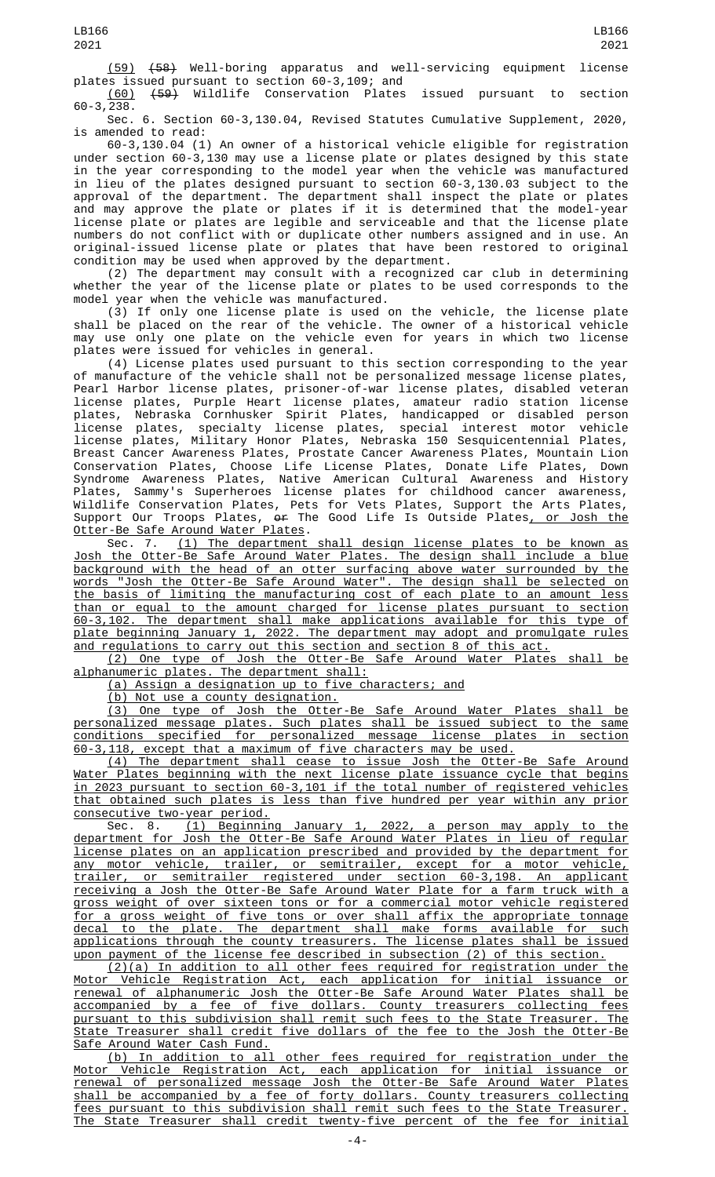(59) ~~(58)~~ Well-boring apparatus and well-servicing equipment license plates issued pursuant to section 60-3,109; and

(60) ~~(59)~~ Wildlife Conservation Plates issued pursuant to section 60-3,238.

Sec. 6. Section 60-3,130.04, Revised Statutes Cumulative Supplement, 2020, is amended to read:

60-3,130.04 (1) An owner of a historical vehicle eligible for registration under section 60-3,130 may use a license plate or plates designed by this state in the year corresponding to the model year when the vehicle was manufactured in lieu of the plates designed pursuant to section 60-3,130.03 subject to the approval of the department. The department shall inspect the plate or plates and may approve the plate or plates if it is determined that the model-year license plate or plates are legible and serviceable and that the license plate numbers do not conflict with or duplicate other numbers assigned and in use. An original-issued license plate or plates that have been restored to original condition may be used when approved by the department.

(2) The department may consult with a recognized car club in determining whether the year of the license plate or plates to be used corresponds to the model year when the vehicle was manufactured.

(3) If only one license plate is used on the vehicle, the license plate shall be placed on the rear of the vehicle. The owner of a historical vehicle may use only one plate on the vehicle even for years in which two license plates were issued for vehicles in general.

(4) License plates used pursuant to this section corresponding to the year of manufacture of the vehicle shall not be personalized message license plates, Pearl Harbor license plates, prisoner-of-war license plates, disabled veteran license plates, Purple Heart license plates, amateur radio station license plates, Nebraska Cornhusker Spirit Plates, handicapped or disabled person license plates, specialty license plates, special interest motor vehicle license plates, Military Honor Plates, Nebraska 150 Sesquicentennial Plates, Breast Cancer Awareness Plates, Prostate Cancer Awareness Plates, Mountain Lion Conservation Plates, Choose Life License Plates, Donate Life Plates, Down Syndrome Awareness Plates, Native American Cultural Awareness and History Plates, Sammy's Superheroes license plates for childhood cancer awareness, Wildlife Conservation Plates, Pets for Vets Plates, Support the Arts Plates, Support Our Troops Plates, ~~or~~ The Good Life Is Outside Plates, or Josh the Otter-Be Safe Around Water Plates.

Sec. 7. (1) The department shall design license plates to be known as Josh the Otter-Be Safe Around Water Plates. The design shall include a blue background with the head of an otter surfacing above water surrounded by the words "Josh the Otter-Be Safe Around Water". The design shall be selected on the basis of limiting the manufacturing cost of each plate to an amount less than or equal to the amount charged for license plates pursuant to section 60-3,102. The department shall make applications available for this type of plate beginning January 1, 2022. The department may adopt and promulgate rules and regulations to carry out this section and section 8 of this act.

(2) One type of Josh the Otter-Be Safe Around Water Plates shall be alphanumeric plates. The department shall:

(a) Assign a designation up to five characters; and

(b) Not use a county designation.

(3) One type of Josh the Otter-Be Safe Around Water Plates shall be personalized message plates. Such plates shall be issued subject to the same conditions specified for personalized message license plates in section 60-3,118, except that a maximum of five characters may be used.

(4) The department shall cease to issue Josh the Otter-Be Safe Around Water Plates beginning with the next license plate issuance cycle that begins in 2023 pursuant to section 60-3,101 if the total number of registered vehicles that obtained such plates is less than five hundred per year within any prior consecutive two-year period.

Sec. 8. (1) Beginning January 1, 2022, a person may apply to the department for Josh the Otter-Be Safe Around Water Plates in lieu of regular license plates on an application prescribed and provided by the department for any motor vehicle, trailer, or semitrailer, except for a motor vehicle, trailer, or semitrailer registered under section 60-3,198. An applicant receiving a Josh the Otter-Be Safe Around Water Plate for a farm truck with a gross weight of over sixteen tons or for a commercial motor vehicle registered for a gross weight of five tons or over shall affix the appropriate tonnage decal to the plate. The department shall make forms available for such applications through the county treasurers. The license plates shall be issued upon payment of the license fee described in subsection (2) of this section.

(2)(a) In addition to all other fees required for registration under the Motor Vehicle Registration Act, each application for initial issuance or renewal of alphanumeric Josh the Otter-Be Safe Around Water Plates shall be accompanied by a fee of five dollars. County treasurers collecting fees pursuant to this subdivision shall remit such fees to the State Treasurer. The State Treasurer shall credit five dollars of the fee to the Josh the Otter-Be Safe Around Water Cash Fund.

(b) In addition to all other fees required for registration under the Motor Vehicle Registration Act, each application for initial issuance or renewal of personalized message Josh the Otter-Be Safe Around Water Plates shall be accompanied by a fee of forty dollars. County treasurers collecting fees pursuant to this subdivision shall remit such fees to the State Treasurer. The State Treasurer shall credit twenty-five percent of the fee for initial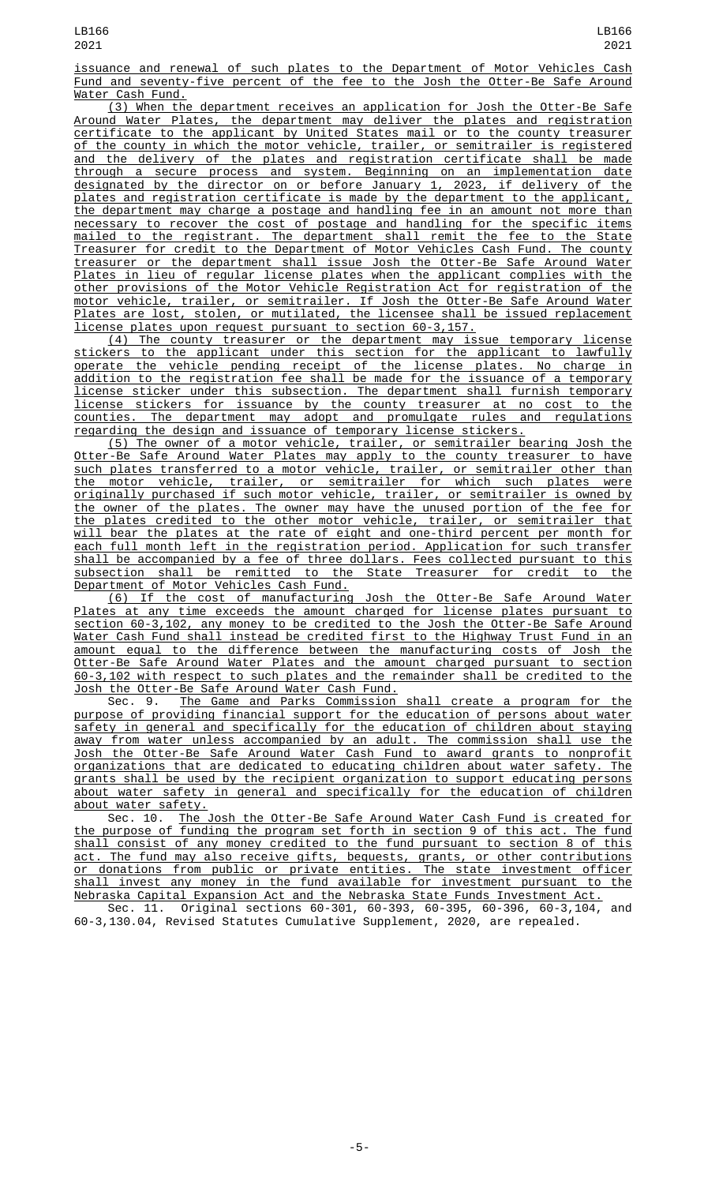issuance and renewal of such plates to the Department of Motor Vehicles Cash Fund and seventy-five percent of the fee to the Josh the Otter-Be Safe Around Water Cash Fund.

(3) When the department receives an application for Josh the Otter-Be Safe Around Water Plates, the department may deliver the plates and registration certificate to the applicant by United States mail or to the county treasurer of the county in which the motor vehicle, trailer, or semitrailer is registered and the delivery of the plates and registration certificate shall be made through a secure process and system. Beginning on an implementation date designated by the director on or before January 1, 2023, if delivery of the plates and registration certificate is made by the department to the applicant, the department may charge a postage and handling fee in an amount not more than necessary to recover the cost of postage and handling for the specific items mailed to the registrant. The department shall remit the fee to the State Treasurer for credit to the Department of Motor Vehicles Cash Fund. The county treasurer or the department shall issue Josh the Otter-Be Safe Around Water Plates in lieu of regular license plates when the applicant complies with the other provisions of the Motor Vehicle Registration Act for registration of the motor vehicle, trailer, or semitrailer. If Josh the Otter-Be Safe Around Water Plates are lost, stolen, or mutilated, the licensee shall be issued replacement license plates upon request pursuant to section 60-3,157.

(4) The county treasurer or the department may issue temporary license stickers to the applicant under this section for the applicant to lawfully operate the vehicle pending receipt of the license plates. No charge in addition to the registration fee shall be made for the issuance of a temporary license sticker under this subsection. The department shall furnish temporary license stickers for issuance by the county treasurer at no cost to the counties. The department may adopt and promulgate rules and regulations regarding the design and issuance of temporary license stickers.

(5) The owner of a motor vehicle, trailer, or semitrailer bearing Josh the Otter-Be Safe Around Water Plates may apply to the county treasurer to have such plates transferred to a motor vehicle, trailer, or semitrailer other than the motor vehicle, trailer, or semitrailer for which such plates were originally purchased if such motor vehicle, trailer, or semitrailer is owned by the owner of the plates. The owner may have the unused portion of the fee for the plates credited to the other motor vehicle, trailer, or semitrailer that will bear the plates at the rate of eight and one-third percent per month for each full month left in the registration period. Application for such transfer shall be accompanied by a fee of three dollars. Fees collected pursuant to this subsection shall be remitted to the State Treasurer for credit to the Department of Motor Vehicles Cash Fund.

(6) If the cost of manufacturing Josh the Otter-Be Safe Around Water Plates at any time exceeds the amount charged for license plates pursuant to section 60-3,102, any money to be credited to the Josh the Otter-Be Safe Around Water Cash Fund shall instead be credited first to the Highway Trust Fund in an amount equal to the difference between the manufacturing costs of Josh the Otter-Be Safe Around Water Plates and the amount charged pursuant to section 60-3,102 with respect to such plates and the remainder shall be credited to the Josh the Otter-Be Safe Around Water Cash Fund.

Sec. 9. The Game and Parks Commission shall create a program for the purpose of providing financial support for the education of persons about water safety in general and specifically for the education of children about staying away from water unless accompanied by an adult. The commission shall use the Josh the Otter-Be Safe Around Water Cash Fund to award grants to nonprofit organizations that are dedicated to educating children about water safety. The grants shall be used by the recipient organization to support educating persons about water safety in general and specifically for the education of children about water safety.

Sec. 10. The Josh the Otter-Be Safe Around Water Cash Fund is created for the purpose of funding the program set forth in section 9 of this act. The fund shall consist of any money credited to the fund pursuant to section 8 of this act. The fund may also receive gifts, bequests, grants, or other contributions or donations from public or private entities. The state investment officer shall invest any money in the fund available for investment pursuant to the Nebraska Capital Expansion Act and the Nebraska State Funds Investment Act.

Sec. 11. Original sections 60-301, 60-393, 60-395, 60-396, 60-3,104, and 60-3,130.04, Revised Statutes Cumulative Supplement, 2020, are repealed.